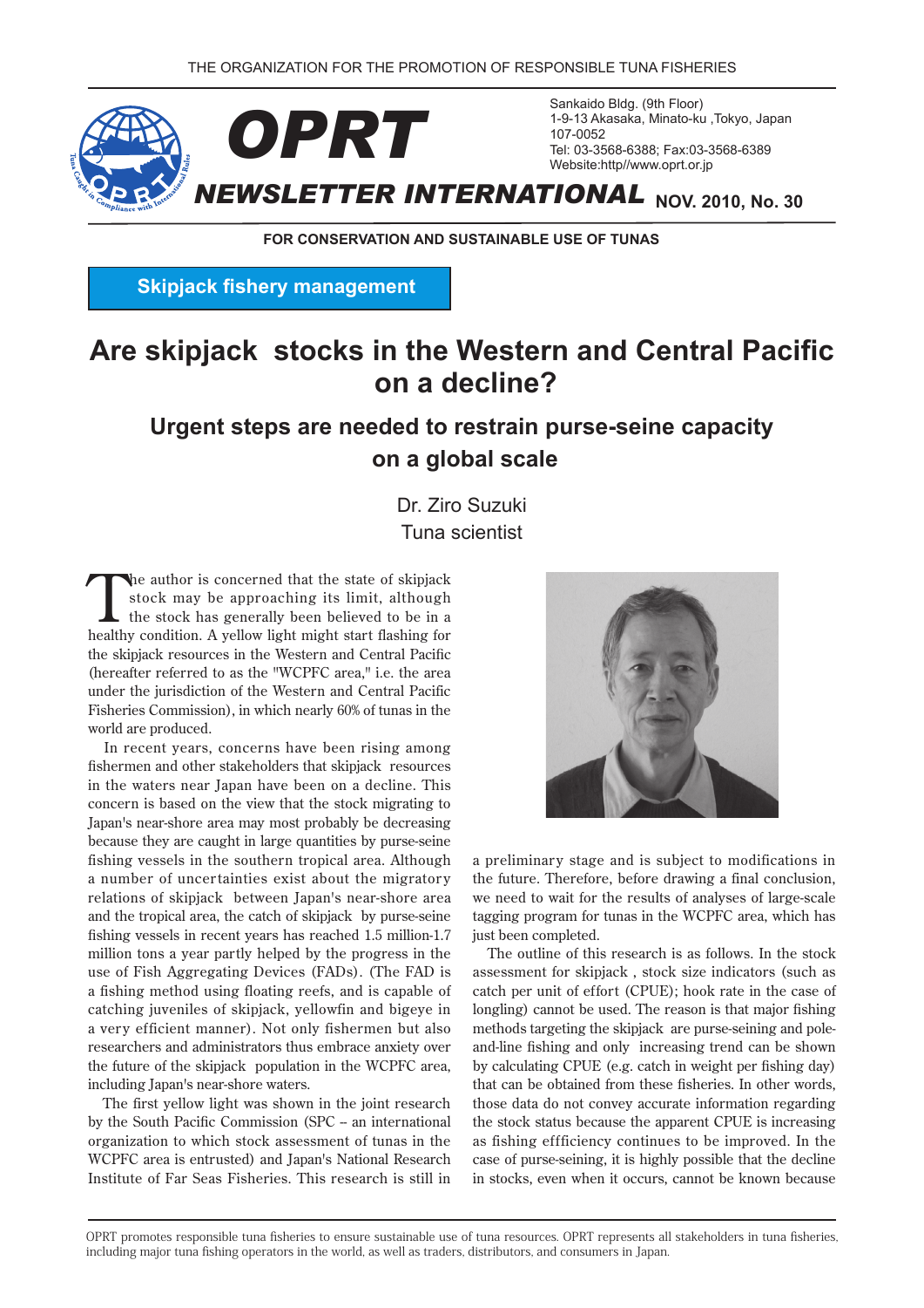THE ORGANIZATION FOR THE PROMOTION OF RESPONSIBLE TUNA FISHERIES

# OPRT NEWSLETTER INTERNATIONAL

NOV. 2010, No. 30

Sankaido Bldg. (9th Floor)
1-9-13 Akasaka, Minato-ku ,Tokyo, Japan
107-0052
Tel: 03-3568-6388; Fax:03-3568-6389
Website:http//www.oprt.or.jp

FOR CONSERVATION AND SUSTAINABLE USE OF TUNAS

**Skipjack fishery management**

# Are skipjack stocks in the Western and Central Pacific on a decline?

## Urgent steps are needed to restrain purse-seine capacity on a global scale

Dr. Ziro Suzuki
Tuna scientist

The author is concerned that the state of skipjack stock may be approaching its limit, although the stock has generally been believed to be in a healthy condition. A yellow light might start flashing for the skipjack resources in the Western and Central Pacific (hereafter referred to as the "WCPFC area," i.e. the area under the jurisdiction of the Western and Central Pacific Fisheries Commission), in which nearly 60% of tunas in the world are produced.

In recent years, concerns have been rising among fishermen and other stakeholders that skipjack resources in the waters near Japan have been on a decline. This concern is based on the view that the stock migrating to Japan's near-shore area may most probably be decreasing because they are caught in large quantities by purse-seine fishing vessels in the southern tropical area. Although a number of uncertainties exist about the migratory relations of skipjack between Japan's near-shore area and the tropical area, the catch of skipjack by purse-seine fishing vessels in recent years has reached 1.5 million-1.7 million tons a year partly helped by the progress in the use of Fish Aggregating Devices (FADs). (The FAD is a fishing method using floating reefs, and is capable of catching juveniles of skipjack, yellowfin and bigeye in a very efficient manner). Not only fishermen but also researchers and administrators thus embrace anxiety over the future of the skipjack population in the WCPFC area, including Japan's near-shore waters.

The first yellow light was shown in the joint research by the South Pacific Commission (SPC -- an international organization to which stock assessment of tunas in the WCPFC area is entrusted) and Japan's National Research Institute of Far Seas Fisheries. This research is still in a preliminary stage and is subject to modifications in the future. Therefore, before drawing a final conclusion, we need to wait for the results of analyses of large-scale tagging program for tunas in the WCPFC area, which has just been completed.

The outline of this research is as follows. In the stock assessment for skipjack , stock size indicators (such as catch per unit of effort (CPUE); hook rate in the case of longling) cannot be used. The reason is that major fishing methods targeting the skipjack are purse-seining and pole-and-line fishing and only increasing trend can be shown by calculating CPUE (e.g. catch in weight per fishing day) that can be obtained from these fisheries. In other words, those data do not convey accurate information regarding the stock status because the apparent CPUE is increasing as fishing effficiency continues to be improved. In the case of purse-seining, it is highly possible that the decline in stocks, even when it occurs, cannot be known because

OPRT promotes responsible tuna fisheries to ensure sustainable use of tuna resources. OPRT represents all stakeholders in tuna fisheries, including major tuna fishing operators in the world, as well as traders, distributors, and consumers in Japan.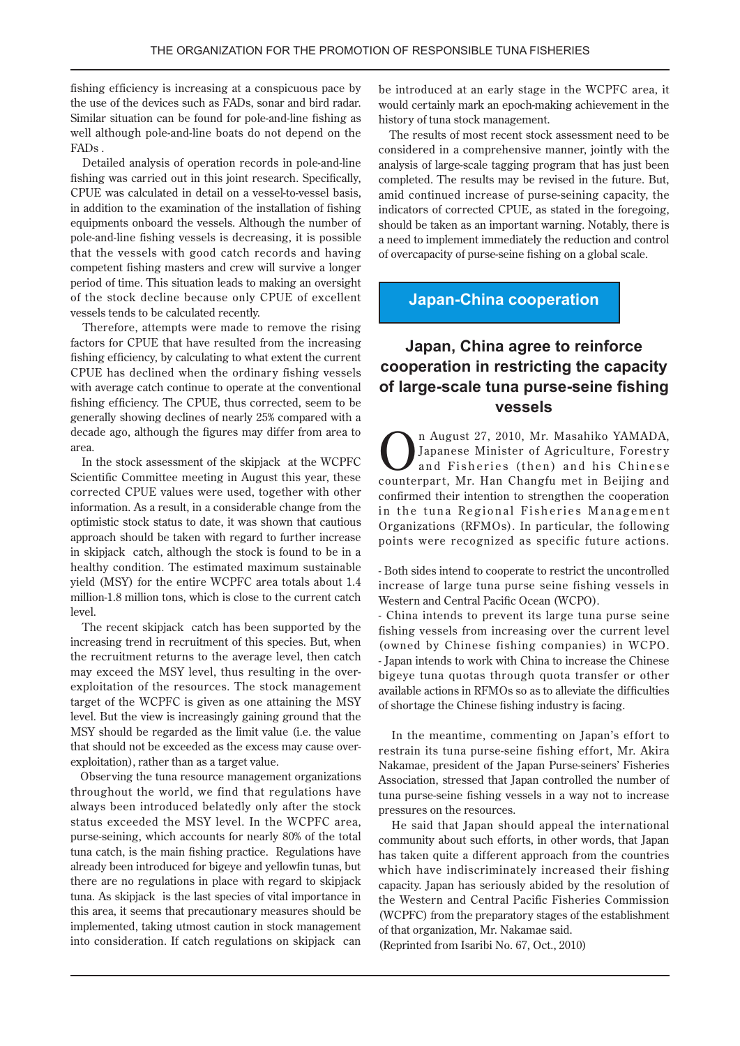fishing efficiency is increasing at a conspicuous pace by the use of the devices such as FADs, sonar and bird radar. Similar situation can be found for pole-and-line fishing as well although pole-and-line boats do not depend on the FADs .

Detailed analysis of operation records in pole-and-line fishing was carried out in this joint research. Specifically, CPUE was calculated in detail on a vessel-to-vessel basis, in addition to the examination of the installation of fishing equipments onboard the vessels. Although the number of pole-and-line fishing vessels is decreasing, it is possible that the vessels with good catch records and having competent fishing masters and crew will survive a longer period of time. This situation leads to making an oversight of the stock decline because only CPUE of excellent vessels tends to be calculated recently.

Therefore, attempts were made to remove the rising factors for CPUE that have resulted from the increasing fishing efficiency, by calculating to what extent the current CPUE has declined when the ordinary fishing vessels with average catch continue to operate at the conventional fishing efficiency. The CPUE, thus corrected, seem to be generally showing declines of nearly 25% compared with a decade ago, although the figures may differ from area to area.

In the stock assessment of the skipjack at the WCPFC Scientific Committee meeting in August this year, these corrected CPUE values were used, together with other information. As a result, in a considerable change from the optimistic stock status to date, it was shown that cautious approach should be taken with regard to further increase in skipjack catch, although the stock is found to be in a healthy condition. The estimated maximum sustainable yield (MSY) for the entire WCPFC area totals about 1.4 million-1.8 million tons, which is close to the current catch level.

The recent skipjack catch has been supported by the increasing trend in recruitment of this species. But, when the recruitment returns to the average level, then catch may exceed the MSY level, thus resulting in the over-exploitation of the resources. The stock management target of the WCPFC is given as one attaining the MSY level. But the view is increasingly gaining ground that the MSY should be regarded as the limit value (i.e. the value that should not be exceeded as the excess may cause over-exploitation), rather than as a target value.

Observing the tuna resource management organizations throughout the world, we find that regulations have always been introduced belatedly only after the stock status exceeded the MSY level. In the WCPFC area, purse-seining, which accounts for nearly 80% of the total tuna catch, is the main fishing practice. Regulations have already been introduced for bigeye and yellowfin tunas, but there are no regulations in place with regard to skipjack tuna. As skipjack is the last species of vital importance in this area, it seems that precautionary measures should be implemented, taking utmost caution in stock management into consideration. If catch regulations on skipjack can be introduced at an early stage in the WCPFC area, it would certainly mark an epoch-making achievement in the history of tuna stock management.

The results of most recent stock assessment need to be considered in a comprehensive manner, jointly with the analysis of large-scale tagging program that has just been completed. The results may be revised in the future. But, amid continued increase of purse-seining capacity, the indicators of corrected CPUE, as stated in the foregoing, should be taken as an important warning. Notably, there is a need to implement immediately the reduction and control of overcapacity of purse-seine fishing on a global scale.

## Japan-China cooperation

### Japan, China agree to reinforce cooperation in restricting the capacity of large-scale tuna purse-seine fishing vessels

On August 27, 2010, Mr. Masahiko YAMADA, Japanese Minister of Agriculture, Forestry and Fisheries (then) and his Chinese counterpart, Mr. Han Changfu met in Beijing and confirmed their intention to strengthen the cooperation in the tuna Regional Fisheries Management Organizations (RFMOs). In particular, the following points were recognized as specific future actions.

- Both sides intend to cooperate to restrict the uncontrolled increase of large tuna purse seine fishing vessels in Western and Central Pacific Ocean (WCPO).
- China intends to prevent its large tuna purse seine fishing vessels from increasing over the current level (owned by Chinese fishing companies) in WCPO.
- Japan intends to work with China to increase the Chinese bigeye tuna quotas through quota transfer or other available actions in RFMOs so as to alleviate the difficulties of shortage the Chinese fishing industry is facing.

In the meantime, commenting on Japan's effort to restrain its tuna purse-seine fishing effort, Mr. Akira Nakamae, president of the Japan Purse-seiners' Fisheries Association, stressed that Japan controlled the number of tuna purse-seine fishing vessels in a way not to increase pressures on the resources.

He said that Japan should appeal the international community about such efforts, in other words, that Japan has taken quite a different approach from the countries which have indiscriminately increased their fishing capacity. Japan has seriously abided by the resolution of the Western and Central Pacific Fisheries Commission (WCPFC) from the preparatory stages of the establishment of that organization, Mr. Nakamae said.

(Reprinted from Isaribi No. 67, Oct., 2010)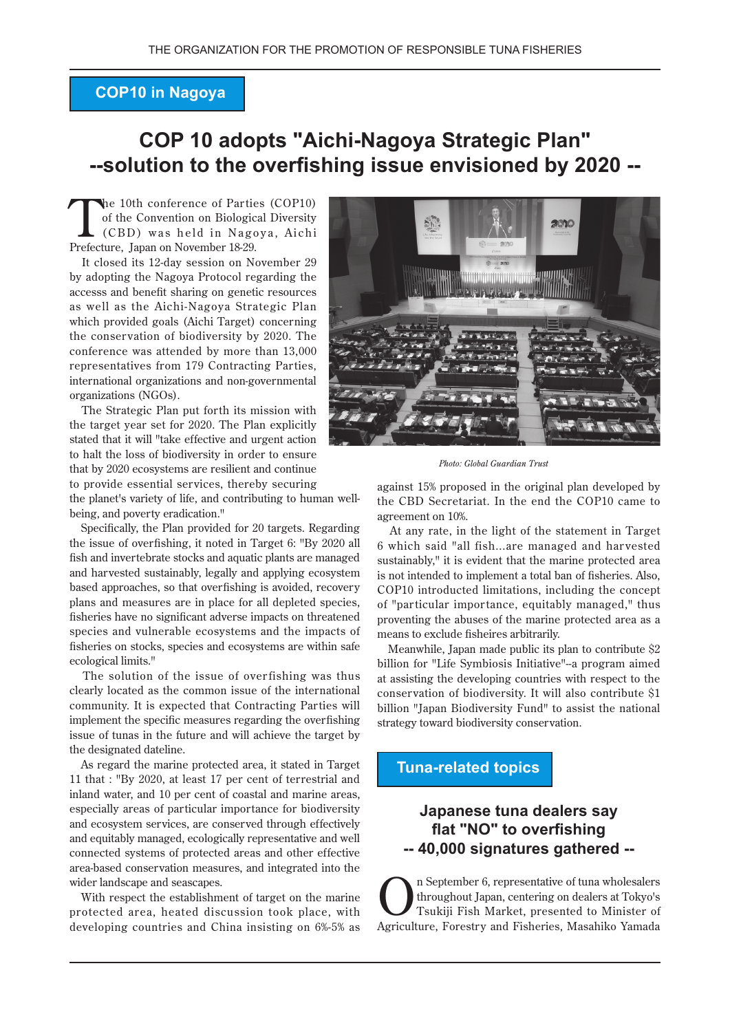## COP10 in Nagoya

# COP 10 adopts "Aichi-Nagoya Strategic Plan" --solution to the overfishing issue envisioned by 2020 --

The 10th conference of Parties (COP10) of the Convention on Biological Diversity (CBD) was held in Nagoya, Aichi Prefecture, Japan on November 18-29.

It closed its 12-day session on November 29 by adopting the Nagoya Protocol regarding the accesss and benefit sharing on genetic resources as well as the Aichi-Nagoya Strategic Plan which provided goals (Aichi Target) concerning the conservation of biodiversity by 2020. The conference was attended by more than 13,000 representatives from 179 Contracting Parties, international organizations and non-governmental organizations (NGOs).

The Strategic Plan put forth its mission with the target year set for 2020. The Plan explicitly stated that it will "take effective and urgent action to halt the loss of biodiversity in order to ensure that by 2020 ecosystems are resilient and continue to provide essential services, thereby securing the planet's variety of life, and contributing to human well-being, and poverty eradication."

*Photo: Global Guardian Trust*

Specifically, the Plan provided for 20 targets. Regarding the issue of overfishing, it noted in Target 6: "By 2020 all fish and invertebrate stocks and aquatic plants are managed and harvested sustainably, legally and applying ecosystem based approaches, so that overfishing is avoided, recovery plans and measures are in place for all depleted species, fisheries have no significant adverse impacts on threatened species and vulnerable ecosystems and the impacts of fisheries on stocks, species and ecosystems are within safe ecological limits."

The solution of the issue of overfishing was thus clearly located as the common issue of the international community. It is expected that Contracting Parties will implement the specific measures regarding the overfishing issue of tunas in the future and will achieve the target by the designated dateline.

As regard the marine protected area, it stated in Target 11 that : "By 2020, at least 17 per cent of terrestrial and inland water, and 10 per cent of coastal and marine areas, especially areas of particular importance for biodiversity and ecosystem services, are conserved through effectively and equitably managed, ecologically representative and well connected systems of protected areas and other effective area-based conservation measures, and integrated into the wider landscape and seascapes.

With respect the establishment of target on the marine protected area, heated discussion took place, with developing countries and China insisting on 6%-5% as against 15% proposed in the original plan developed by the CBD Secretariat. In the end the COP10 came to agreement on 10%.

At any rate, in the light of the statement in Target 6 which said "all fish...are managed and harvested sustainably," it is evident that the marine protected area is not intended to implement a total ban of fisheries. Also, COP10 introducted limitations, including the concept of "particular importance, equitably managed," thus proventing the abuses of the marine protected area as a means to exclude fisheires arbitrarily.

Meanwhile, Japan made public its plan to contribute $2 billion for "Life Symbiosis Initiative"--a program aimed at assisting the developing countries with respect to the conservation of biodiversity. It will also contribute $1 billion "Japan Biodiversity Fund" to assist the national strategy toward biodiversity conservation.

## Tuna-related topics

### Japanese tuna dealers say flat "NO" to overfishing -- 40,000 signatures gathered --

On September 6, representative of tuna wholesalers throughout Japan, centering on dealers at Tokyo's Tsukiji Fish Market, presented to Minister of Agriculture, Forestry and Fisheries, Masahiko Yamada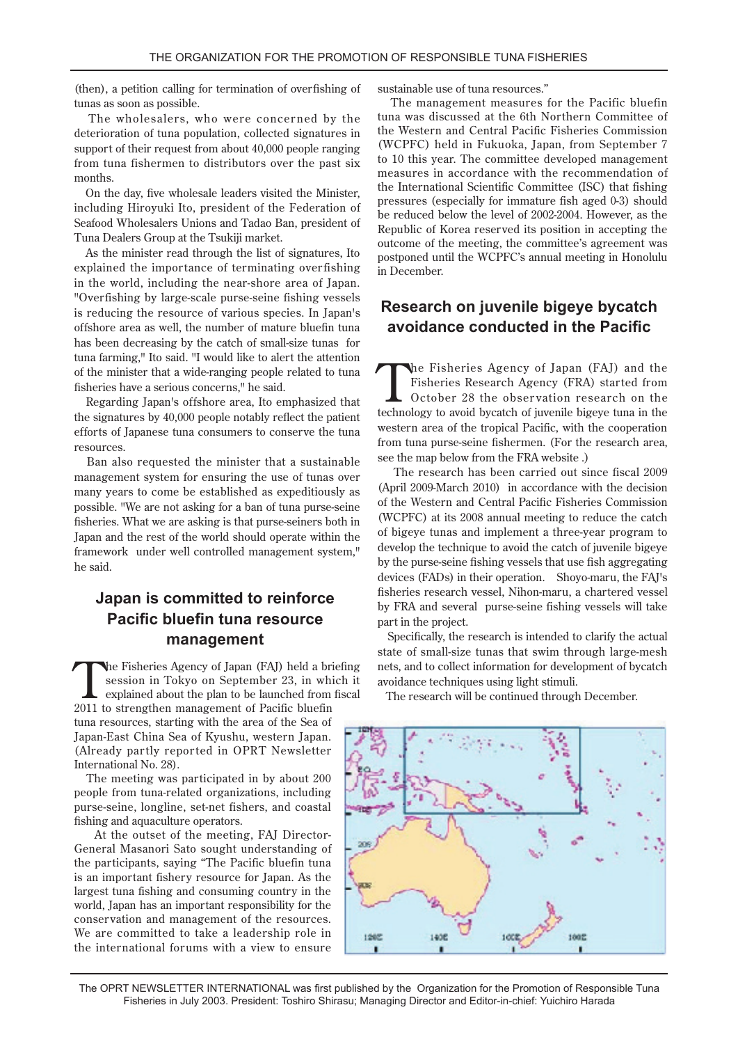(then), a petition calling for termination of overfishing of tunas as soon as possible.

The wholesalers, who were concerned by the deterioration of tuna population, collected signatures in support of their request from about 40,000 people ranging from tuna fishermen to distributors over the past six months.

On the day, five wholesale leaders visited the Minister, including Hiroyuki Ito, president of the Federation of Seafood Wholesalers Unions and Tadao Ban, president of Tuna Dealers Group at the Tsukiji market.

As the minister read through the list of signatures, Ito explained the importance of terminating overfishing in the world, including the near-shore area of Japan. "Overfishing by large-scale purse-seine fishing vessels is reducing the resource of various species. In Japan's offshore area as well, the number of mature bluefin tuna has been decreasing by the catch of small-size tunas for tuna farming," Ito said. "I would like to alert the attention of the minister that a wide-ranging people related to tuna fisheries have a serious concerns," he said.

Regarding Japan's offshore area, Ito emphasized that the signatures by 40,000 people notably reflect the patient efforts of Japanese tuna consumers to conserve the tuna resources.

Ban also requested the minister that a sustainable management system for ensuring the use of tunas over many years to come be established as expeditiously as possible. "We are not asking for a ban of tuna purse-seine fisheries. What we are asking is that purse-seiners both in Japan and the rest of the world should operate within the framework under well controlled management system," he said.

## Japan is committed to reinforce Pacific bluefin tuna resource management

The Fisheries Agency of Japan (FAJ) held a briefing session in Tokyo on September 23, in which it explained about the plan to be launched from fiscal 2011 to strengthen management of Pacific bluefin tuna resources, starting with the area of the Sea of Japan-East China Sea of Kyushu, western Japan. (Already partly reported in OPRT Newsletter International No. 28).

The meeting was participated in by about 200 people from tuna-related organizations, including purse-seine, longline, set-net fishers, and coastal fishing and aquaculture operators.

At the outset of the meeting, FAJ Director-General Masanori Sato sought understanding of the participants, saying "The Pacific bluefin tuna is an important fishery resource for Japan. As the largest tuna fishing and consuming country in the world, Japan has an important responsibility for the conservation and management of the resources. We are committed to take a leadership role in the international forums with a view to ensure sustainable use of tuna resources."

The management measures for the Pacific bluefin tuna was discussed at the 6th Northern Committee of the Western and Central Pacific Fisheries Commission (WCPFC) held in Fukuoka, Japan, from September 7 to 10 this year. The committee developed management measures in accordance with the recommendation of the International Scientific Committee (ISC) that fishing pressures (especially for immature fish aged 0-3) should be reduced below the level of 2002-2004. However, as the Republic of Korea reserved its position in accepting the outcome of the meeting, the committee's agreement was postponed until the WCPFC's annual meeting in Honolulu in December.

## Research on juvenile bigeye bycatch avoidance conducted in the Pacific

The Fisheries Agency of Japan (FAJ) and the Fisheries Research Agency (FRA) started from October 28 the observation research on the technology to avoid bycatch of juvenile bigeye tuna in the western area of the tropical Pacific, with the cooperation from tuna purse-seine fishermen. (For the research area, see the map below from the FRA website .)

The research has been carried out since fiscal 2009 (April 2009-March 2010) in accordance with the decision of the Western and Central Pacific Fisheries Commission (WCPFC) at its 2008 annual meeting to reduce the catch of bigeye tunas and implement a three-year program to develop the technique to avoid the catch of juvenile bigeye by the purse-seine fishing vessels that use fish aggregating devices (FADs) in their operation. Shoyo-maru, the FAJ's fisheries research vessel, Nihon-maru, a chartered vessel by FRA and several purse-seine fishing vessels will take part in the project.

Specifically, the research is intended to clarify the actual state of small-size tunas that swim through large-mesh nets, and to collect information for development of bycatch avoidance techniques using light stimuli.

The research will be continued through December.

The OPRT NEWSLETTER INTERNATIONAL was first published by the Organization for the Promotion of Responsible Tuna Fisheries in July 2003. President: Toshiro Shirasu; Managing Director and Editor-in-chief: Yuichiro Harada